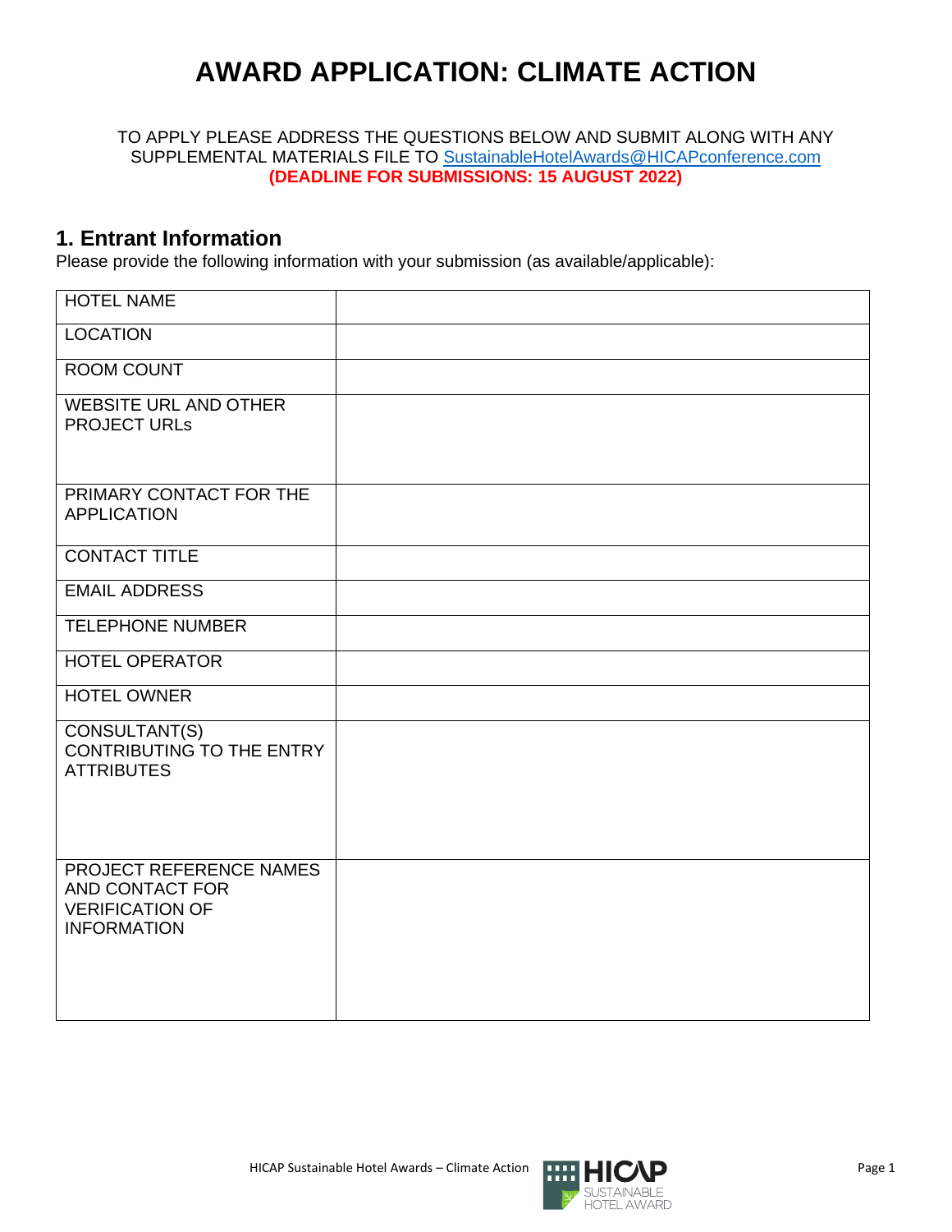# AWARD APPLICATION: CLIMATE ACTION

TO APPLY PLEASE ADDRESS THE QUESTIONS BELOW AND SUBMIT ALONG WITH ANY SUPPLEMENTAL MATERIALS FILE TO SustainableHotelAwards@HICAPconference.com
**(DEADLINE FOR SUBMISSIONS: 15 AUGUST 2022)**

## 1. Entrant Information

Please provide the following information with your submission (as available/applicable):

| | |
|---|---|
| HOTEL NAME | |
| LOCATION | |
| ROOM COUNT | |
| WEBSITE URL AND OTHER PROJECT URLs | |
| PRIMARY CONTACT FOR THE APPLICATION | |
| CONTACT TITLE | |
| EMAIL ADDRESS | |
| TELEPHONE NUMBER | |
| HOTEL OPERATOR | |
| HOTEL OWNER | |
| CONSULTANT(S) CONTRIBUTING TO THE ENTRY ATTRIBUTES | |
| PROJECT REFERENCE NAMES AND CONTACT FOR VERIFICATION OF INFORMATION | |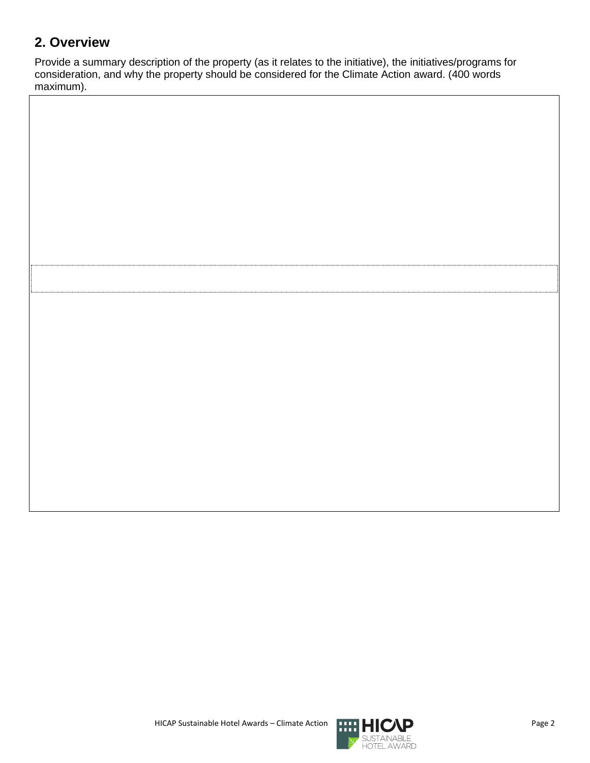## 2. Overview

Provide a summary description of the property (as it relates to the initiative), the initiatives/programs for consideration, and why the property should be considered for the Climate Action award. (400 words maximum).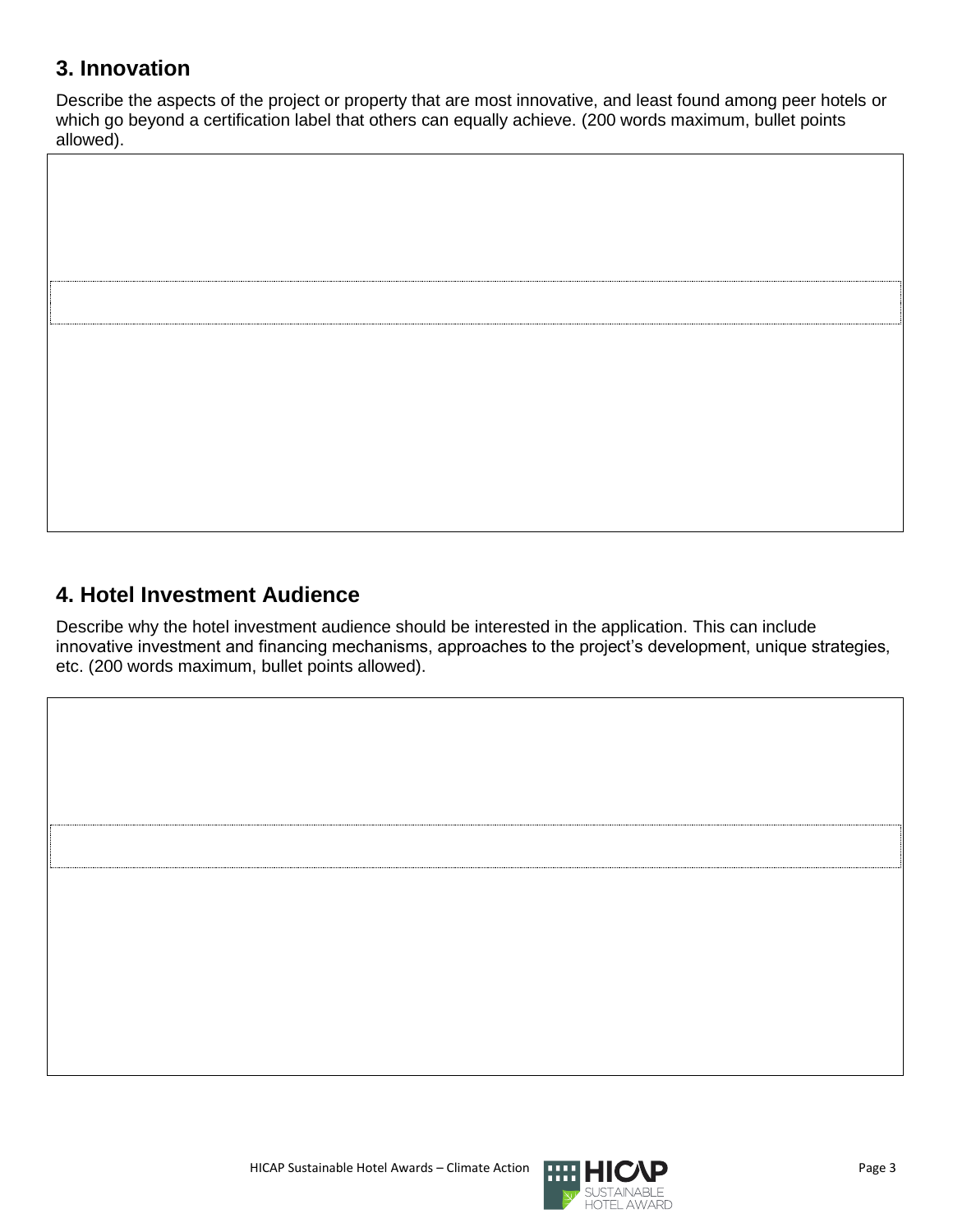## 3. Innovation

Describe the aspects of the project or property that are most innovative, and least found among peer hotels or which go beyond a certification label that others can equally achieve. (200 words maximum, bullet points allowed).

## 4. Hotel Investment Audience

Describe why the hotel investment audience should be interested in the application. This can include innovative investment and financing mechanisms, approaches to the project's development, unique strategies, etc. (200 words maximum, bullet points allowed).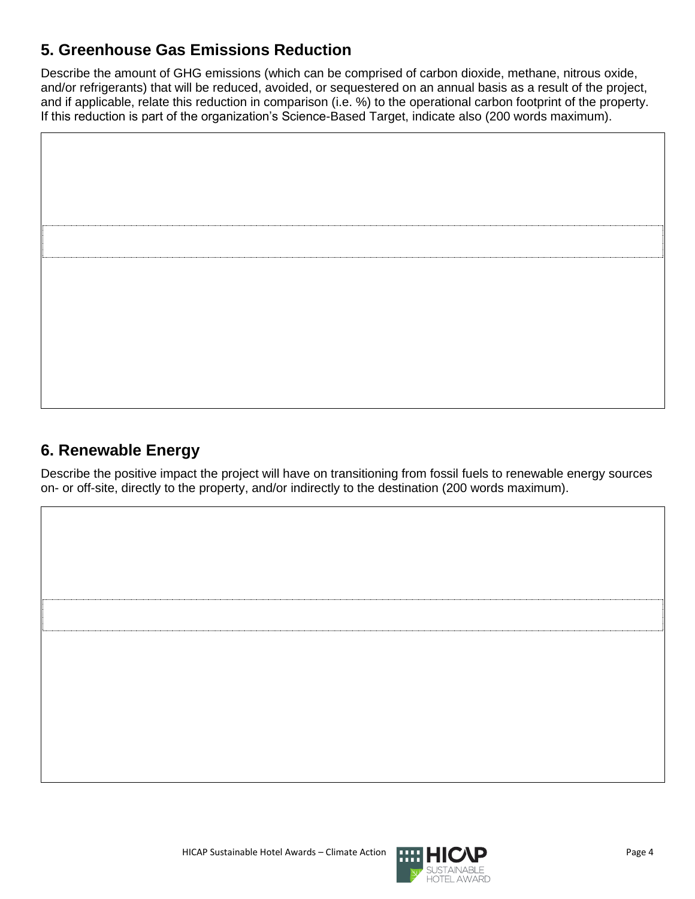## 5. Greenhouse Gas Emissions Reduction

Describe the amount of GHG emissions (which can be comprised of carbon dioxide, methane, nitrous oxide, and/or refrigerants) that will be reduced, avoided, or sequestered on an annual basis as a result of the project, and if applicable, relate this reduction in comparison (i.e. %) to the operational carbon footprint of the property. If this reduction is part of the organization's Science-Based Target, indicate also (200 words maximum).

## 6. Renewable Energy

Describe the positive impact the project will have on transitioning from fossil fuels to renewable energy sources on- or off-site, directly to the property, and/or indirectly to the destination (200 words maximum).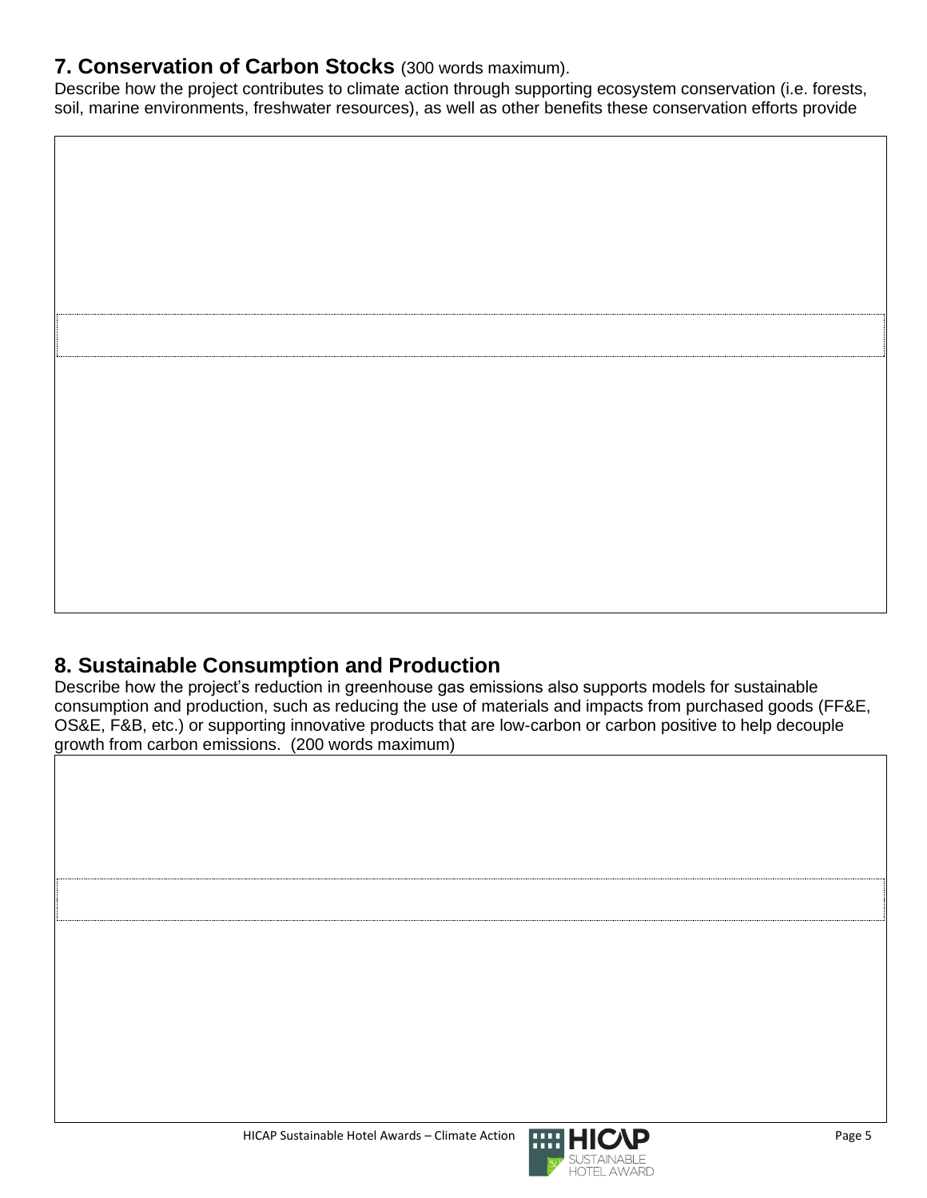## 7. Conservation of Carbon Stocks (300 words maximum).

Describe how the project contributes to climate action through supporting ecosystem conservation (i.e. forests, soil, marine environments, freshwater resources), as well as other benefits these conservation efforts provide

## 8. Sustainable Consumption and Production

Describe how the project's reduction in greenhouse gas emissions also supports models for sustainable consumption and production, such as reducing the use of materials and impacts from purchased goods (FF&E, OS&E, F&B, etc.) or supporting innovative products that are low-carbon or carbon positive to help decouple growth from carbon emissions. (200 words maximum)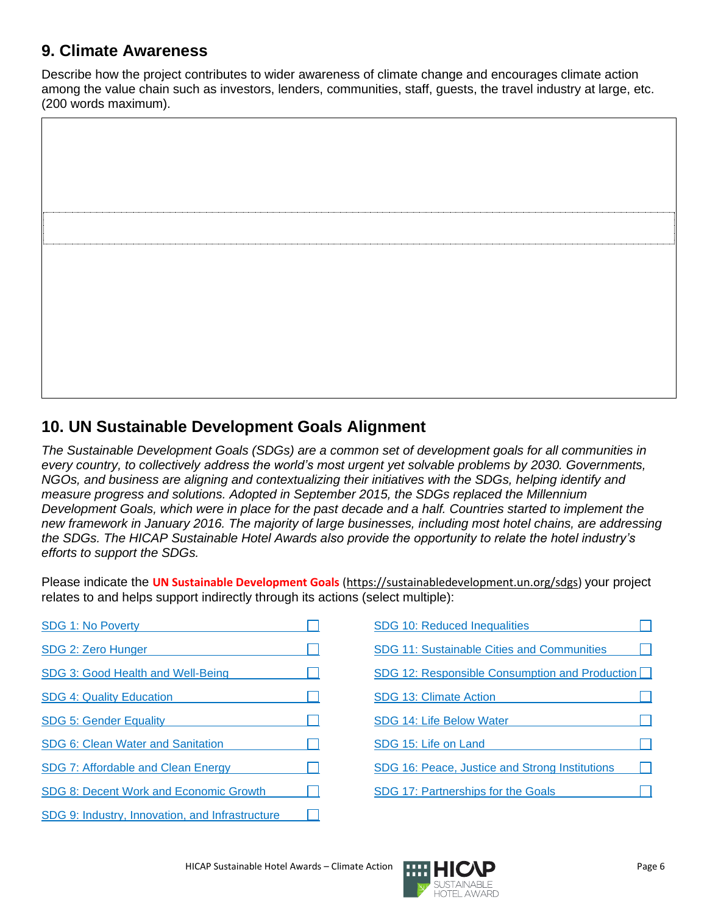## 9. Climate Awareness

Describe how the project contributes to wider awareness of climate change and encourages climate action among the value chain such as investors, lenders, communities, staff, guests, the travel industry at large, etc. (200 words maximum).

|  |
|---|
|  |

## 10. UN Sustainable Development Goals Alignment

*The Sustainable Development Goals (SDGs) are a common set of development goals for all communities in every country, to collectively address the world's most urgent yet solvable problems by 2030. Governments, NGOs, and business are aligning and contextualizing their initiatives with the SDGs, helping identify and measure progress and solutions. Adopted in September 2015, the SDGs replaced the Millennium Development Goals, which were in place for the past decade and a half. Countries started to implement the new framework in January 2016. The majority of large businesses, including most hotel chains, are addressing the SDGs. The HICAP Sustainable Hotel Awards also provide the opportunity to relate the hotel industry's efforts to support the SDGs.*

Please indicate the **UN Sustainable Development Goals** (https://sustainabledevelopment.un.org/sdgs) your project relates to and helps support indirectly through its actions (select multiple):

- ☐ SDG 1: No Poverty
- ☐ SDG 2: Zero Hunger
- ☐ SDG 3: Good Health and Well-Being
- ☐ SDG 4: Quality Education
- ☐ SDG 5: Gender Equality
- ☐ SDG 6: Clean Water and Sanitation
- ☐ SDG 7: Affordable and Clean Energy
- ☐ SDG 8: Decent Work and Economic Growth
- ☐ SDG 9: Industry, Innovation, and Infrastructure
- ☐ SDG 10: Reduced Inequalities
- ☐ SDG 11: Sustainable Cities and Communities
- ☐ SDG 12: Responsible Consumption and Production
- ☐ SDG 13: Climate Action
- ☐ SDG 14: Life Below Water
- ☐ SDG 15: Life on Land
- ☐ SDG 16: Peace, Justice and Strong Institutions
- ☐ SDG 17: Partnerships for the Goals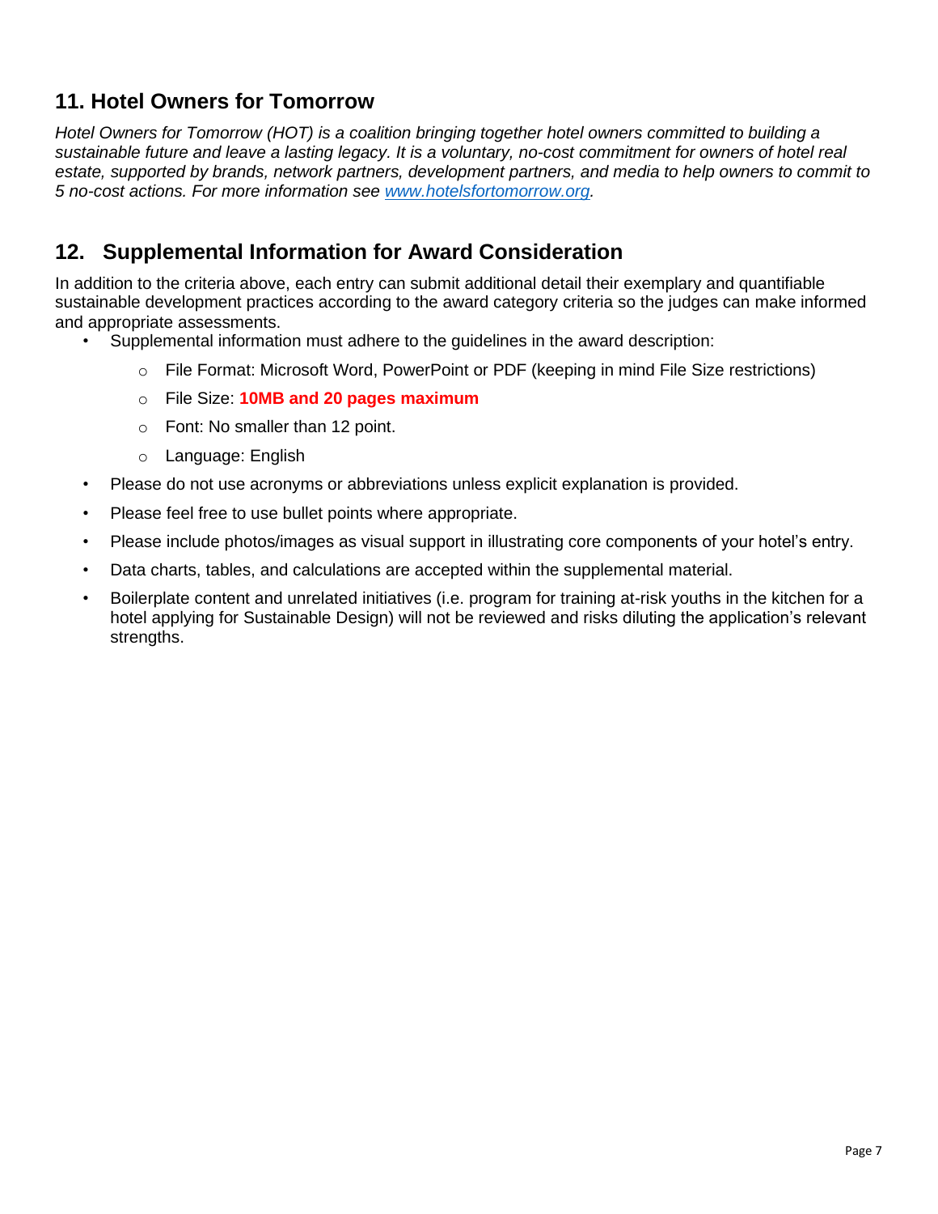## 11. Hotel Owners for Tomorrow

*Hotel Owners for Tomorrow (HOT) is a coalition bringing together hotel owners committed to building a sustainable future and leave a lasting legacy. It is a voluntary, no-cost commitment for owners of hotel real estate, supported by brands, network partners, development partners, and media to help owners to commit to 5 no-cost actions. For more information see [www.hotelsfortomorrow.org](http://www.hotelsfortomorrow.org).*

## 12. Supplemental Information for Award Consideration

In addition to the criteria above, each entry can submit additional detail their exemplary and quantifiable sustainable development practices according to the award category criteria so the judges can make informed and appropriate assessments.

- Supplemental information must adhere to the guidelines in the award description:
  - File Format: Microsoft Word, PowerPoint or PDF (keeping in mind File Size restrictions)
  - File Size: **10MB and 20 pages maximum**
  - Font: No smaller than 12 point.
  - Language: English
- Please do not use acronyms or abbreviations unless explicit explanation is provided.
- Please feel free to use bullet points where appropriate.
- Please include photos/images as visual support in illustrating core components of your hotel's entry.
- Data charts, tables, and calculations are accepted within the supplemental material.
- Boilerplate content and unrelated initiatives (i.e. program for training at-risk youths in the kitchen for a hotel applying for Sustainable Design) will not be reviewed and risks diluting the application's relevant strengths.